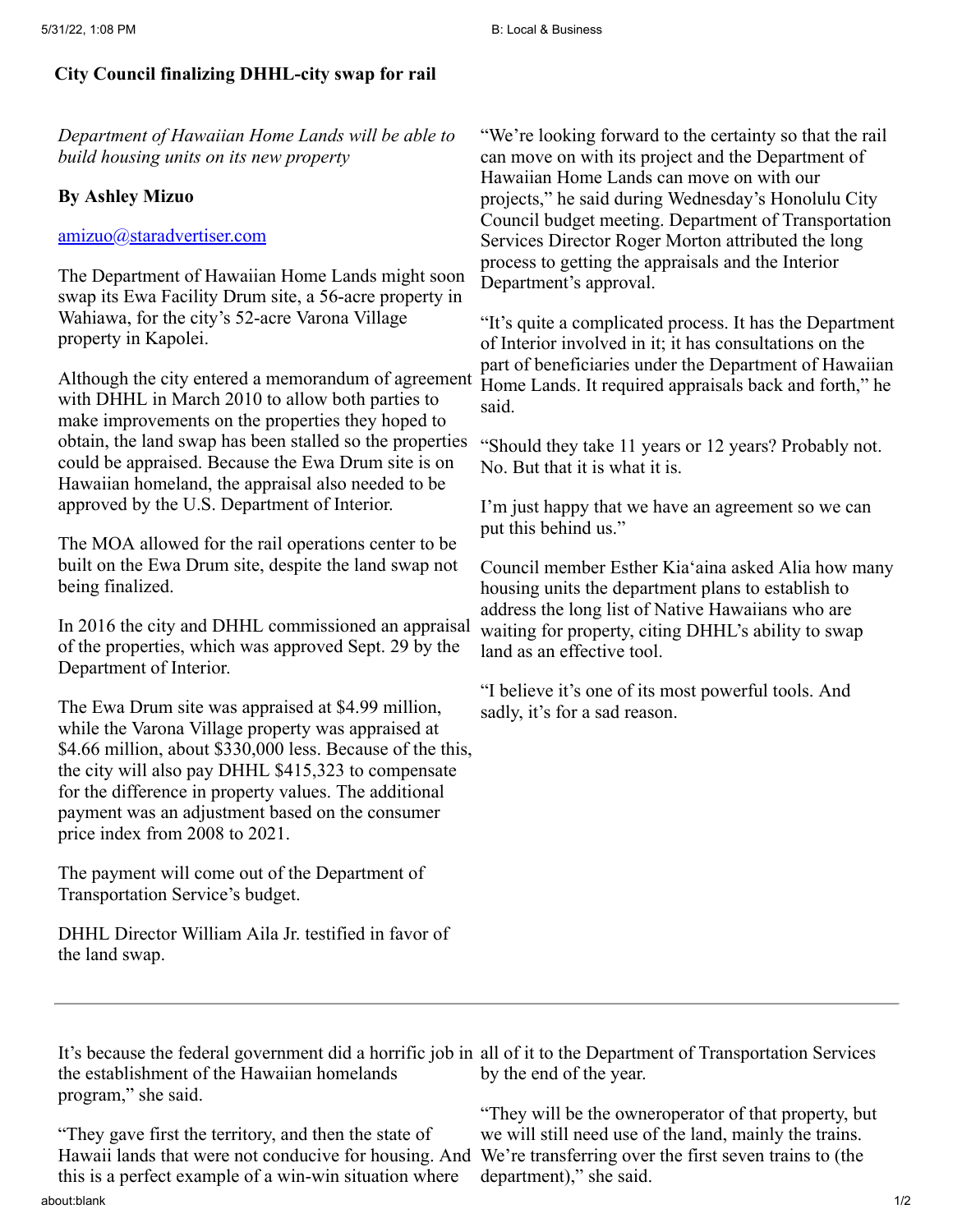# City Council finalizing DHHL-city swap for rail

*Department of Hawaiian Home Lands will be able to build housing units on its new property*

**By Ashley Mizuo**

amizuo@staradvertiser.com

The Department of Hawaiian Home Lands might soon swap its Ewa Facility Drum site, a 56-acre property in Wahiawa, for the city's 52-acre Varona Village property in Kapolei.

Although the city entered a memorandum of agreement with DHHL in March 2010 to allow both parties to make improvements on the properties they hoped to obtain, the land swap has been stalled so the properties could be appraised. Because the Ewa Drum site is on Hawaiian homeland, the appraisal also needed to be approved by the U.S. Department of Interior.

The MOA allowed for the rail operations center to be built on the Ewa Drum site, despite the land swap not being finalized.

In 2016 the city and DHHL commissioned an appraisal of the properties, which was approved Sept. 29 by the Department of Interior.

The Ewa Drum site was appraised at $4.99 million, while the Varona Village property was appraised at $4.66 million, about $330,000 less. Because of the this, the city will also pay DHHL $415,323 to compensate for the difference in property values. The additional payment was an adjustment based on the consumer price index from 2008 to 2021.

The payment will come out of the Department of Transportation Service's budget.

DHHL Director William Aila Jr. testified in favor of the land swap.

"We're looking forward to the certainty so that the rail can move on with its project and the Department of Hawaiian Home Lands can move on with our projects," he said during Wednesday's Honolulu City Council budget meeting. Department of Transportation Services Director Roger Morton attributed the long process to getting the appraisals and the Interior Department's approval.

"It's quite a complicated process. It has the Department of Interior involved in it; it has consultations on the part of beneficiaries under the Department of Hawaiian Home Lands. It required appraisals back and forth," he said.

"Should they take 11 years or 12 years? Probably not. No. But that it is what it is.

I'm just happy that we have an agreement so we can put this behind us."

Council member Esther Kia'aina asked Alia how many housing units the department plans to establish to address the long list of Native Hawaiians who are waiting for property, citing DHHL's ability to swap land as an effective tool.

"I believe it's one of its most powerful tools. And sadly, it's for a sad reason.

It's because the federal government did a horrific job in the establishment of the Hawaiian homelands program," she said.

"They gave first the territory, and then the state of Hawaii lands that were not conducive for housing. And this is a perfect example of a win-win situation where

all of it to the Department of Transportation Services by the end of the year.

"They will be the owneroperator of that property, but we will still need use of the land, mainly the trains. We're transferring over the first seven trains to (the department)," she said.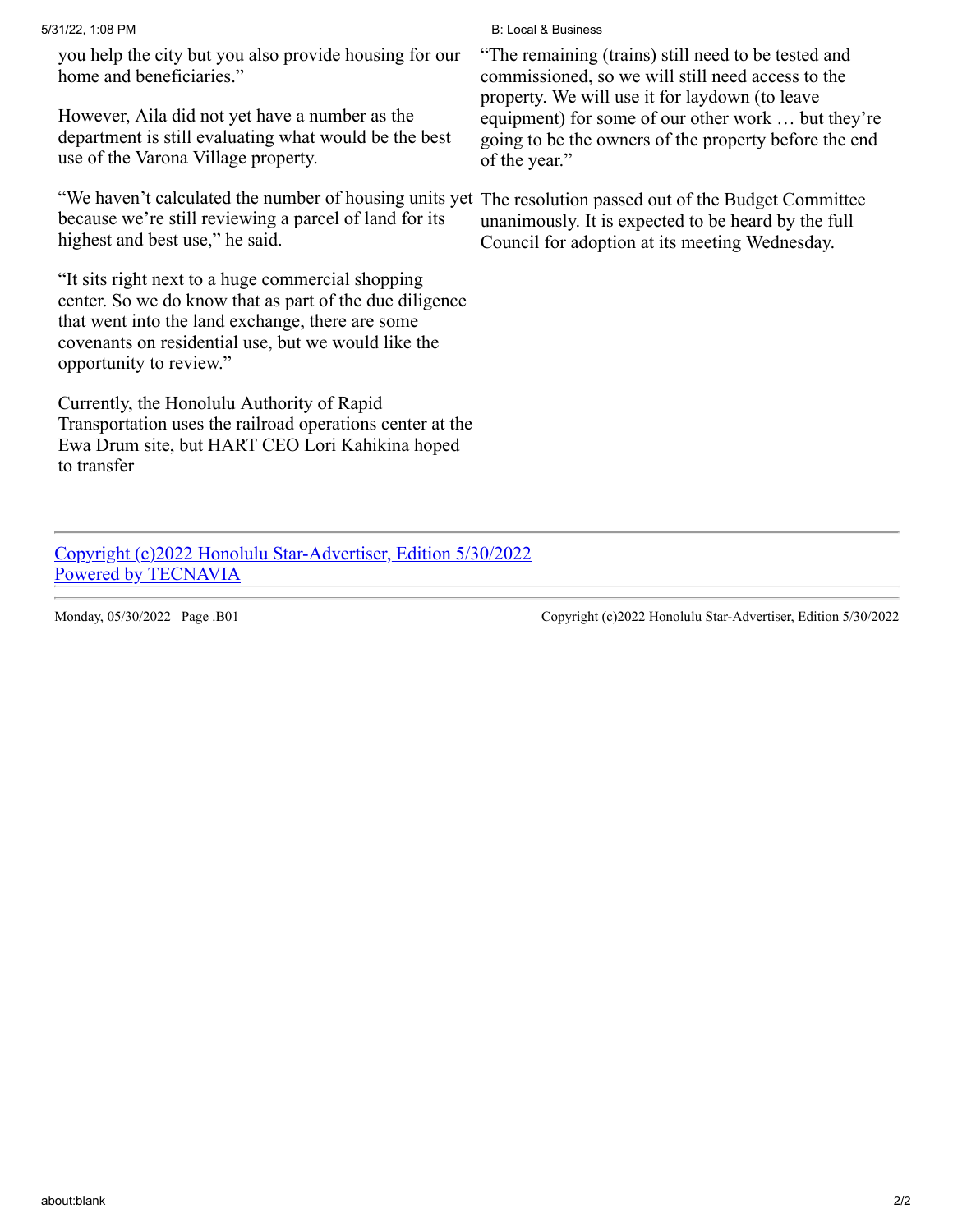you help the city but you also provide housing for our home and beneficiaries."

However, Aila did not yet have a number as the department is still evaluating what would be the best use of the Varona Village property.

"We haven't calculated the number of housing units yet because we're still reviewing a parcel of land for its highest and best use," he said.

"It sits right next to a huge commercial shopping center. So we do know that as part of the due diligence that went into the land exchange, there are some covenants on residential use, but we would like the opportunity to review."

Currently, the Honolulu Authority of Rapid Transportation uses the railroad operations center at the Ewa Drum site, but HART CEO Lori Kahikina hoped to transfer

"The remaining (trains) still need to be tested and commissioned, so we will still need access to the property. We will use it for laydown (to leave equipment) for some of our other work … but they're going to be the owners of the property before the end of the year."

The resolution passed out of the Budget Committee unanimously. It is expected to be heard by the full Council for adoption at its meeting Wednesday.